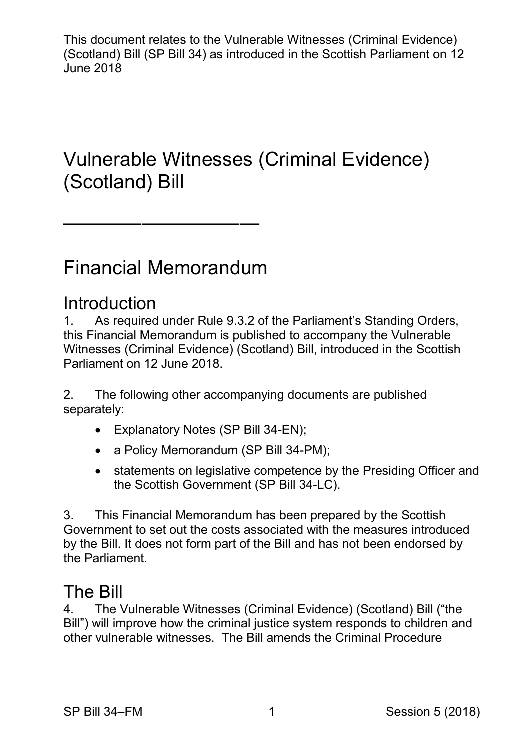This document relates to the Vulnerable Witnesses (Criminal Evidence) (Scotland) Bill (SP Bill 34) as introduced in the Scottish Parliament on 12 June 2018

# Vulnerable Witnesses (Criminal Evidence) (Scotland) Bill

---

# Financial Memorandum

## Introduction

1. As required under Rule 9.3.2 of the Parliament's Standing Orders, this Financial Memorandum is published to accompany the Vulnerable Witnesses (Criminal Evidence) (Scotland) Bill, introduced in the Scottish Parliament on 12 June 2018.

2. The following other accompanying documents are published separately:

- Explanatory Notes (SP Bill 34-EN);
- a Policy Memorandum (SP Bill 34-PM);
- statements on legislative competence by the Presiding Officer and the Scottish Government (SP Bill 34-LC).

3. This Financial Memorandum has been prepared by the Scottish Government to set out the costs associated with the measures introduced by the Bill. It does not form part of the Bill and has not been endorsed by the Parliament.

## The Bill

4. The Vulnerable Witnesses (Criminal Evidence) (Scotland) Bill ("the Bill") will improve how the criminal justice system responds to children and other vulnerable witnesses. The Bill amends the Criminal Procedure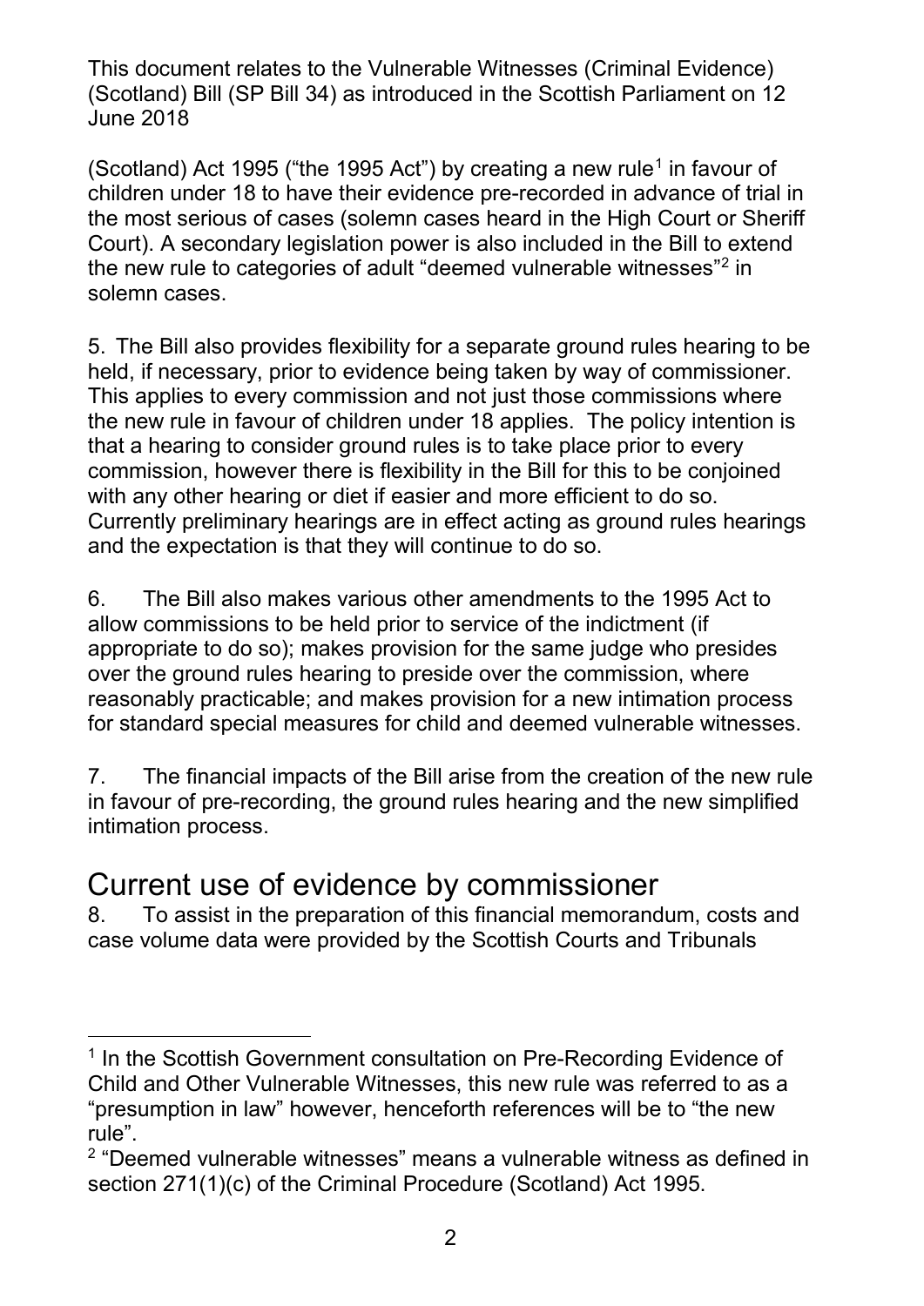(Scotland) Act 1995 ("the 1995 Act") by creating a new rule[1] in favour of children under 18 to have their evidence pre-recorded in advance of trial in the most serious of cases (solemn cases heard in the High Court or Sheriff Court). A secondary legislation power is also included in the Bill to extend the new rule to categories of adult "deemed vulnerable witnesses"[2] in solemn cases.

5. The Bill also provides flexibility for a separate ground rules hearing to be held, if necessary, prior to evidence being taken by way of commissioner. This applies to every commission and not just those commissions where the new rule in favour of children under 18 applies. The policy intention is that a hearing to consider ground rules is to take place prior to every commission, however there is flexibility in the Bill for this to be conjoined with any other hearing or diet if easier and more efficient to do so. Currently preliminary hearings are in effect acting as ground rules hearings and the expectation is that they will continue to do so.

6. The Bill also makes various other amendments to the 1995 Act to allow commissions to be held prior to service of the indictment (if appropriate to do so); makes provision for the same judge who presides over the ground rules hearing to preside over the commission, where reasonably practicable; and makes provision for a new intimation process for standard special measures for child and deemed vulnerable witnesses.

7. The financial impacts of the Bill arise from the creation of the new rule in favour of pre-recording, the ground rules hearing and the new simplified intimation process.

## Current use of evidence by commissioner

8. To assist in the preparation of this financial memorandum, costs and case volume data were provided by the Scottish Courts and Tribunals

[1] In the Scottish Government consultation on Pre-Recording Evidence of Child and Other Vulnerable Witnesses, this new rule was referred to as a "presumption in law" however, henceforth references will be to "the new rule".

[2] "Deemed vulnerable witnesses" means a vulnerable witness as defined in section 271(1)(c) of the Criminal Procedure (Scotland) Act 1995.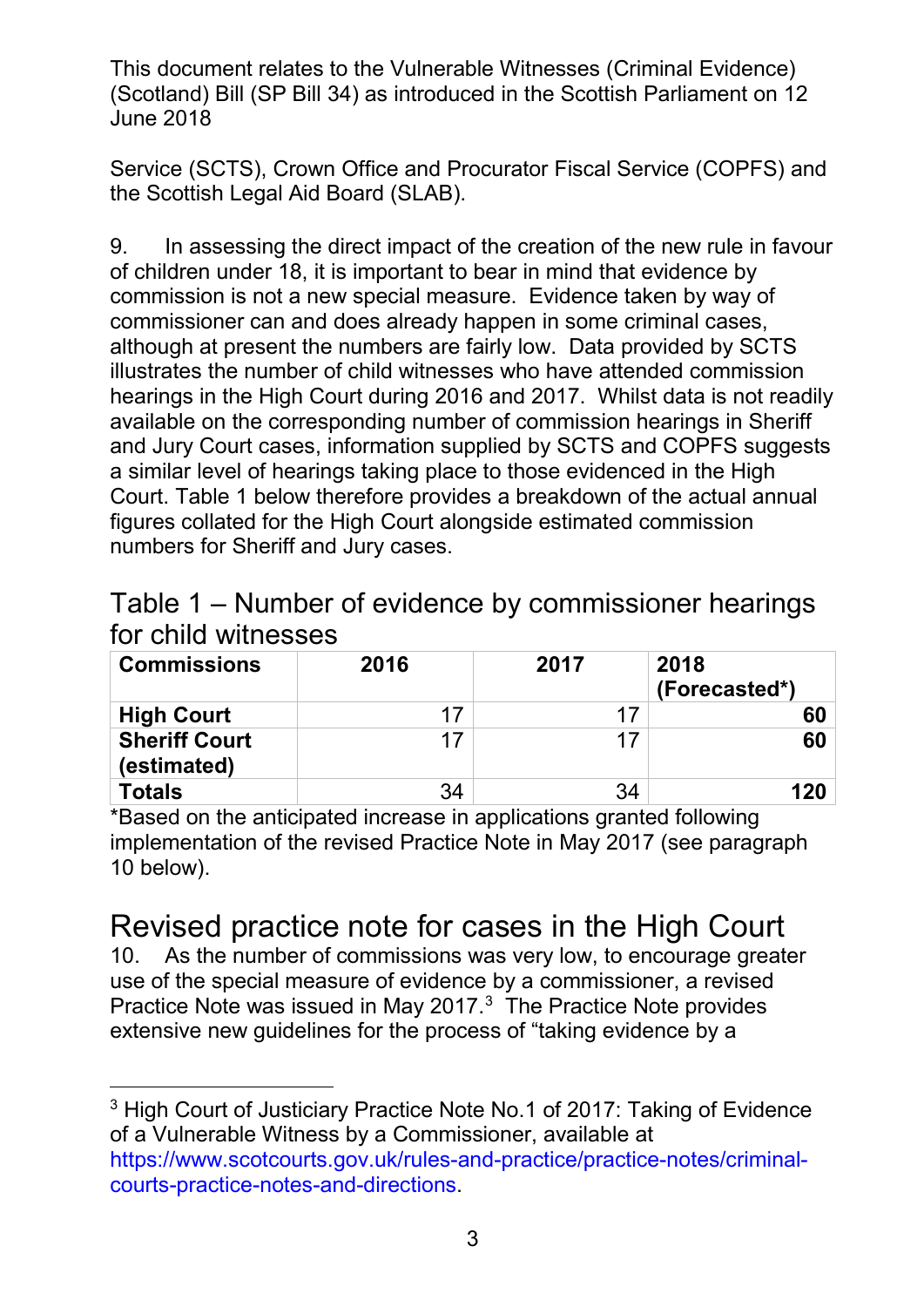Service (SCTS), Crown Office and Procurator Fiscal Service (COPFS) and the Scottish Legal Aid Board (SLAB).

9. In assessing the direct impact of the creation of the new rule in favour of children under 18, it is important to bear in mind that evidence by commission is not a new special measure. Evidence taken by way of commissioner can and does already happen in some criminal cases, although at present the numbers are fairly low. Data provided by SCTS illustrates the number of child witnesses who have attended commission hearings in the High Court during 2016 and 2017. Whilst data is not readily available on the corresponding number of commission hearings in Sheriff and Jury Court cases, information supplied by SCTS and COPFS suggests a similar level of hearings taking place to those evidenced in the High Court. Table 1 below therefore provides a breakdown of the actual annual figures collated for the High Court alongside estimated commission numbers for Sheriff and Jury cases.

## Table 1 – Number of evidence by commissioner hearings for child witnesses

| **Commissions** | **2016** | **2017** | **2018 (Forecasted*)** |
|---|---|---|---|
| **High Court** | 17 | 17 | **60** |
| **Sheriff Court (estimated)** | 17 | 17 | **60** |
| **Totals** | 34 | 34 | **120** |

*Based on the anticipated increase in applications granted following implementation of the revised Practice Note in May 2017 (see paragraph 10 below).

# Revised practice note for cases in the High Court

10. As the number of commissions was very low, to encourage greater use of the special measure of evidence by a commissioner, a revised Practice Note was issued in May 2017.[3] The Practice Note provides extensive new guidelines for the process of "taking evidence by a

[3] High Court of Justiciary Practice Note No.1 of 2017: Taking of Evidence of a Vulnerable Witness by a Commissioner, available at https://www.scotcourts.gov.uk/rules-and-practice/practice-notes/criminal-courts-practice-notes-and-directions.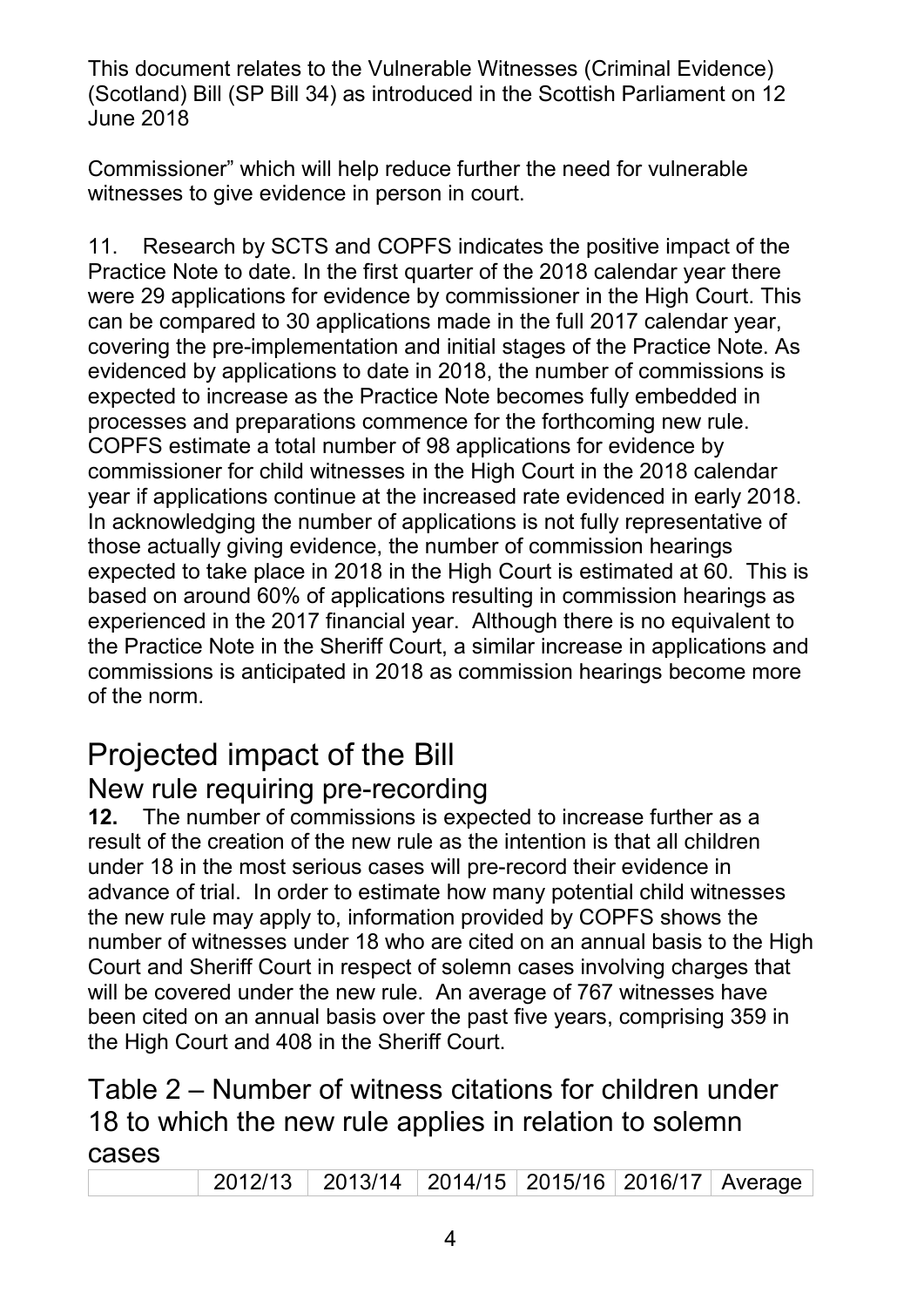Commissioner" which will help reduce further the need for vulnerable witnesses to give evidence in person in court.

11. Research by SCTS and COPFS indicates the positive impact of the Practice Note to date. In the first quarter of the 2018 calendar year there were 29 applications for evidence by commissioner in the High Court. This can be compared to 30 applications made in the full 2017 calendar year, covering the pre-implementation and initial stages of the Practice Note. As evidenced by applications to date in 2018, the number of commissions is expected to increase as the Practice Note becomes fully embedded in processes and preparations commence for the forthcoming new rule. COPFS estimate a total number of 98 applications for evidence by commissioner for child witnesses in the High Court in the 2018 calendar year if applications continue at the increased rate evidenced in early 2018. In acknowledging the number of applications is not fully representative of those actually giving evidence, the number of commission hearings expected to take place in 2018 in the High Court is estimated at 60. This is based on around 60% of applications resulting in commission hearings as experienced in the 2017 financial year. Although there is no equivalent to the Practice Note in the Sheriff Court, a similar increase in applications and commissions is anticipated in 2018 as commission hearings become more of the norm.

# Projected impact of the Bill

## New rule requiring pre-recording

**12.** The number of commissions is expected to increase further as a result of the creation of the new rule as the intention is that all children under 18 in the most serious cases will pre-record their evidence in advance of trial. In order to estimate how many potential child witnesses the new rule may apply to, information provided by COPFS shows the number of witnesses under 18 who are cited on an annual basis to the High Court and Sheriff Court in respect of solemn cases involving charges that will be covered under the new rule. An average of 767 witnesses have been cited on an annual basis over the past five years, comprising 359 in the High Court and 408 in the Sheriff Court.

## Table 2 – Number of witness citations for children under 18 to which the new rule applies in relation to solemn cases

| | 2012/13 | 2013/14 | 2014/15 | 2015/16 | 2016/17 | Average |
|---|---|---|---|---|---|---|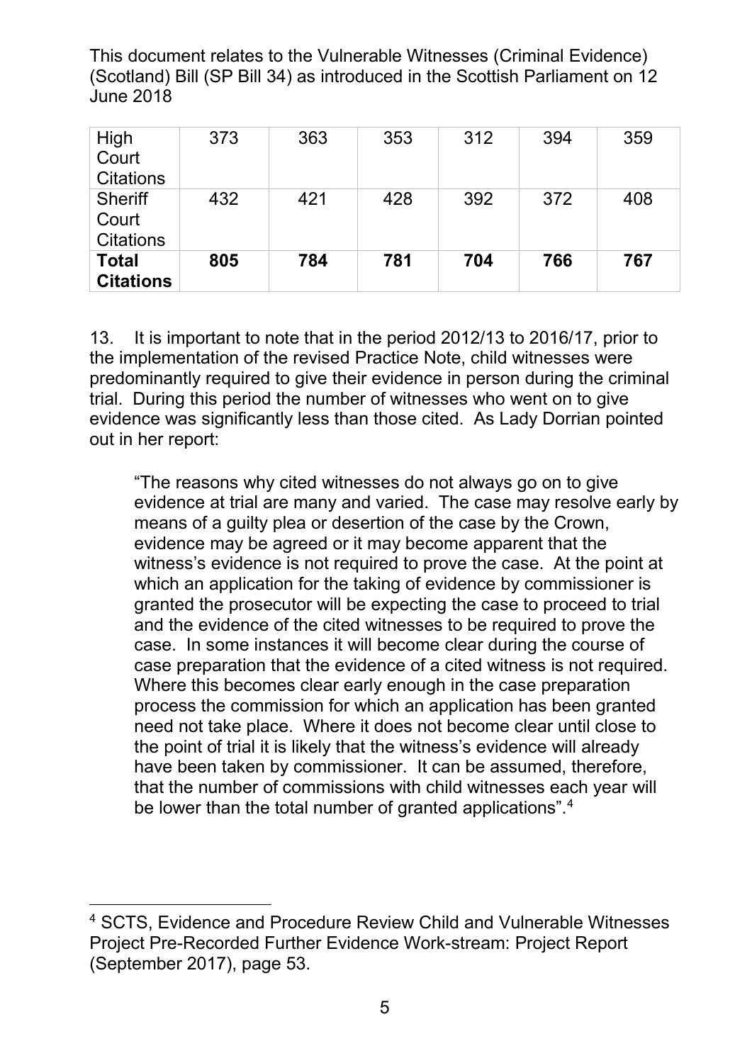| High Court Citations | 373 | 363 | 353 | 312 | 394 | 359 |
|---|---|---|---|---|---|---|
| Sheriff Court Citations | 432 | 421 | 428 | 392 | 372 | 408 |
| **Total Citations** | **805** | **784** | **781** | **704** | **766** | **767** |

13. It is important to note that in the period 2012/13 to 2016/17, prior to the implementation of the revised Practice Note, child witnesses were predominantly required to give their evidence in person during the criminal trial. During this period the number of witnesses who went on to give evidence was significantly less than those cited. As Lady Dorrian pointed out in her report:

> "The reasons why cited witnesses do not always go on to give evidence at trial are many and varied. The case may resolve early by means of a guilty plea or desertion of the case by the Crown, evidence may be agreed or it may become apparent that the witness's evidence is not required to prove the case. At the point at which an application for the taking of evidence by commissioner is granted the prosecutor will be expecting the case to proceed to trial and the evidence of the cited witnesses to be required to prove the case. In some instances it will become clear during the course of case preparation that the evidence of a cited witness is not required. Where this becomes clear early enough in the case preparation process the commission for which an application has been granted need not take place. Where it does not become clear until close to the point of trial it is likely that the witness's evidence will already have been taken by commissioner. It can be assumed, therefore, that the number of commissions with child witnesses each year will be lower than the total number of granted applications".[4]

[4] SCTS, Evidence and Procedure Review Child and Vulnerable Witnesses Project Pre-Recorded Further Evidence Work-stream: Project Report (September 2017), page 53.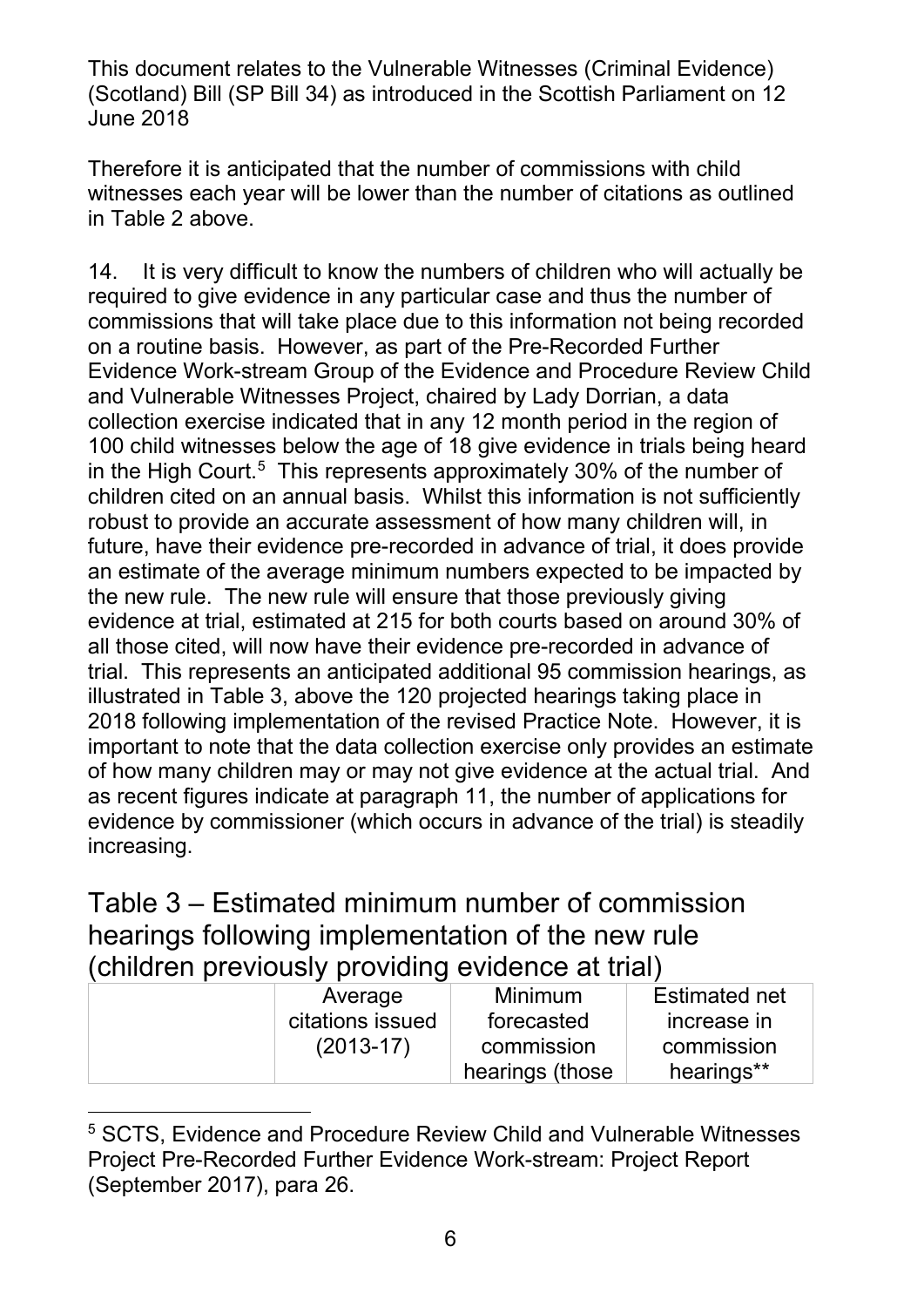This document relates to the Vulnerable Witnesses (Criminal Evidence) (Scotland) Bill (SP Bill 34) as introduced in the Scottish Parliament on 12 June 2018

Therefore it is anticipated that the number of commissions with child witnesses each year will be lower than the number of citations as outlined in Table 2 above.

14. It is very difficult to know the numbers of children who will actually be required to give evidence in any particular case and thus the number of commissions that will take place due to this information not being recorded on a routine basis. However, as part of the Pre-Recorded Further Evidence Work-stream Group of the Evidence and Procedure Review Child and Vulnerable Witnesses Project, chaired by Lady Dorrian, a data collection exercise indicated that in any 12 month period in the region of 100 child witnesses below the age of 18 give evidence in trials being heard in the High Court.[5] This represents approximately 30% of the number of children cited on an annual basis. Whilst this information is not sufficiently robust to provide an accurate assessment of how many children will, in future, have their evidence pre-recorded in advance of trial, it does provide an estimate of the average minimum numbers expected to be impacted by the new rule. The new rule will ensure that those previously giving evidence at trial, estimated at 215 for both courts based on around 30% of all those cited, will now have their evidence pre-recorded in advance of trial. This represents an anticipated additional 95 commission hearings, as illustrated in Table 3, above the 120 projected hearings taking place in 2018 following implementation of the revised Practice Note. However, it is important to note that the data collection exercise only provides an estimate of how many children may or may not give evidence at the actual trial. And as recent figures indicate at paragraph 11, the number of applications for evidence by commissioner (which occurs in advance of the trial) is steadily increasing.

## Table 3 – Estimated minimum number of commission hearings following implementation of the new rule (children previously providing evidence at trial)

| | Average citations issued (2013-17) | Minimum forecasted commission hearings (those | Estimated net increase in commission hearings** |
|---|---|---|---|

[5] SCTS, Evidence and Procedure Review Child and Vulnerable Witnesses Project Pre-Recorded Further Evidence Work-stream: Project Report (September 2017), para 26.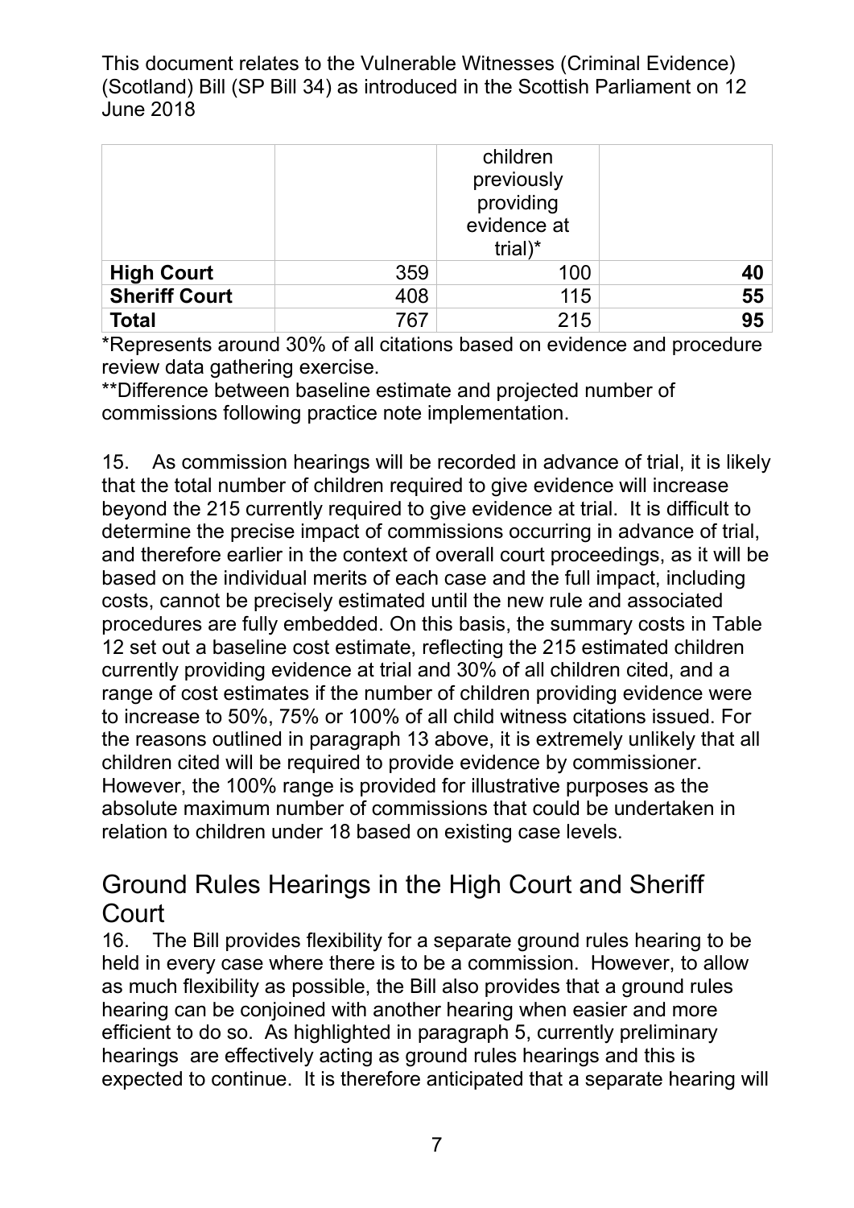This document relates to the Vulnerable Witnesses (Criminal Evidence) (Scotland) Bill (SP Bill 34) as introduced in the Scottish Parliament on 12 June 2018

| | | children previously providing evidence at trial)* | |
|---|---|---|---|
| **High Court** | 359 | 100 | **40** |
| **Sheriff Court** | 408 | 115 | **55** |
| **Total** | 767 | 215 | **95** |

*Represents around 30% of all citations based on evidence and procedure review data gathering exercise.

**Difference between baseline estimate and projected number of commissions following practice note implementation.

15. As commission hearings will be recorded in advance of trial, it is likely that the total number of children required to give evidence will increase beyond the 215 currently required to give evidence at trial. It is difficult to determine the precise impact of commissions occurring in advance of trial, and therefore earlier in the context of overall court proceedings, as it will be based on the individual merits of each case and the full impact, including costs, cannot be precisely estimated until the new rule and associated procedures are fully embedded. On this basis, the summary costs in Table 12 set out a baseline cost estimate, reflecting the 215 estimated children currently providing evidence at trial and 30% of all children cited, and a range of cost estimates if the number of children providing evidence were to increase to 50%, 75% or 100% of all child witness citations issued. For the reasons outlined in paragraph 13 above, it is extremely unlikely that all children cited will be required to provide evidence by commissioner. However, the 100% range is provided for illustrative purposes as the absolute maximum number of commissions that could be undertaken in relation to children under 18 based on existing case levels.

## Ground Rules Hearings in the High Court and Sheriff Court

16. The Bill provides flexibility for a separate ground rules hearing to be held in every case where there is to be a commission. However, to allow as much flexibility as possible, the Bill also provides that a ground rules hearing can be conjoined with another hearing when easier and more efficient to do so. As highlighted in paragraph 5, currently preliminary hearings are effectively acting as ground rules hearings and this is expected to continue. It is therefore anticipated that a separate hearing will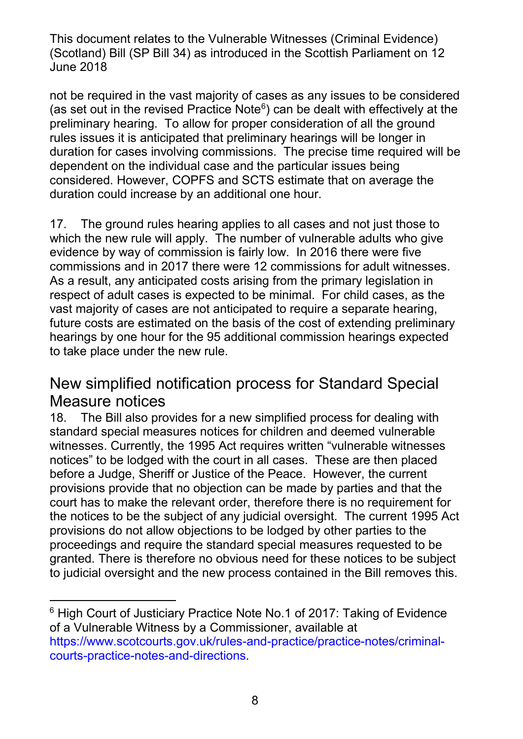not be required in the vast majority of cases as any issues to be considered (as set out in the revised Practice Note[6]) can be dealt with effectively at the preliminary hearing. To allow for proper consideration of all the ground rules issues it is anticipated that preliminary hearings will be longer in duration for cases involving commissions. The precise time required will be dependent on the individual case and the particular issues being considered. However, COPFS and SCTS estimate that on average the duration could increase by an additional one hour.

17. The ground rules hearing applies to all cases and not just those to which the new rule will apply. The number of vulnerable adults who give evidence by way of commission is fairly low. In 2016 there were five commissions and in 2017 there were 12 commissions for adult witnesses. As a result, any anticipated costs arising from the primary legislation in respect of adult cases is expected to be minimal. For child cases, as the vast majority of cases are not anticipated to require a separate hearing, future costs are estimated on the basis of the cost of extending preliminary hearings by one hour for the 95 additional commission hearings expected to take place under the new rule.

## New simplified notification process for Standard Special Measure notices

18. The Bill also provides for a new simplified process for dealing with standard special measures notices for children and deemed vulnerable witnesses. Currently, the 1995 Act requires written "vulnerable witnesses notices" to be lodged with the court in all cases. These are then placed before a Judge, Sheriff or Justice of the Peace. However, the current provisions provide that no objection can be made by parties and that the court has to make the relevant order, therefore there is no requirement for the notices to be the subject of any judicial oversight. The current 1995 Act provisions do not allow objections to be lodged by other parties to the proceedings and require the standard special measures requested to be granted. There is therefore no obvious need for these notices to be subject to judicial oversight and the new process contained in the Bill removes this.

---

[6] High Court of Justiciary Practice Note No.1 of 2017: Taking of Evidence of a Vulnerable Witness by a Commissioner, available at https://www.scotcourts.gov.uk/rules-and-practice/practice-notes/criminal-courts-practice-notes-and-directions.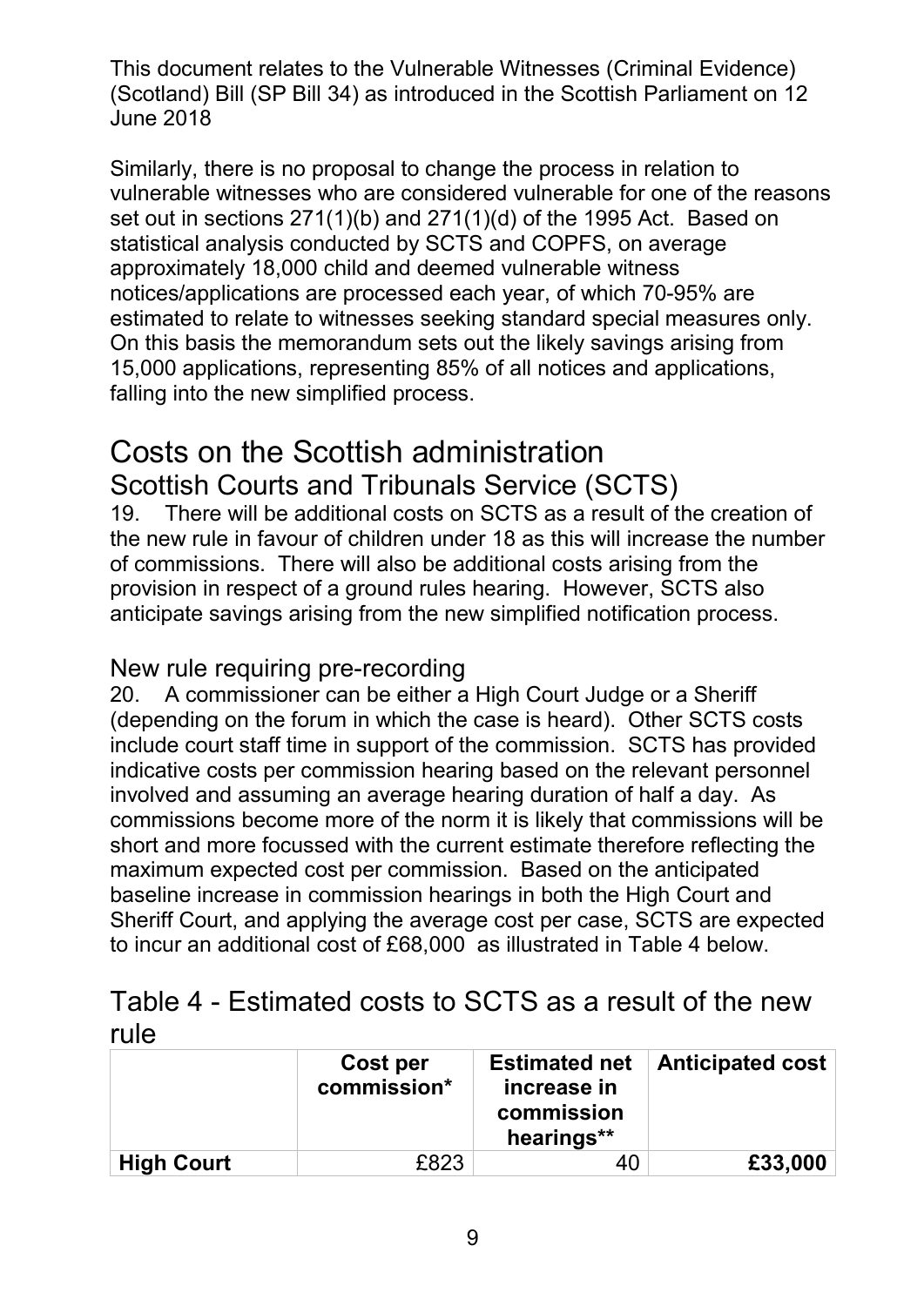Similarly, there is no proposal to change the process in relation to vulnerable witnesses who are considered vulnerable for one of the reasons set out in sections 271(1)(b) and 271(1)(d) of the 1995 Act. Based on statistical analysis conducted by SCTS and COPFS, on average approximately 18,000 child and deemed vulnerable witness notices/applications are processed each year, of which 70-95% are estimated to relate to witnesses seeking standard special measures only. On this basis the memorandum sets out the likely savings arising from 15,000 applications, representing 85% of all notices and applications, falling into the new simplified process.

# Costs on the Scottish administration

## Scottish Courts and Tribunals Service (SCTS)

19. There will be additional costs on SCTS as a result of the creation of the new rule in favour of children under 18 as this will increase the number of commissions. There will also be additional costs arising from the provision in respect of a ground rules hearing. However, SCTS also anticipate savings arising from the new simplified notification process.

### New rule requiring pre-recording

20. A commissioner can be either a High Court Judge or a Sheriff (depending on the forum in which the case is heard). Other SCTS costs include court staff time in support of the commission. SCTS has provided indicative costs per commission hearing based on the relevant personnel involved and assuming an average hearing duration of half a day. As commissions become more of the norm it is likely that commissions will be short and more focussed with the current estimate therefore reflecting the maximum expected cost per commission. Based on the anticipated baseline increase in commission hearings in both the High Court and Sheriff Court, and applying the average cost per case, SCTS are expected to incur an additional cost of £68,000 as illustrated in Table 4 below.

## Table 4 - Estimated costs to SCTS as a result of the new rule

| | **Cost per commission*** | **Estimated net increase in commission hearings**** | **Anticipated cost** |
|---|---|---|---|
| **High Court** | £823 | 40 | **£33,000** |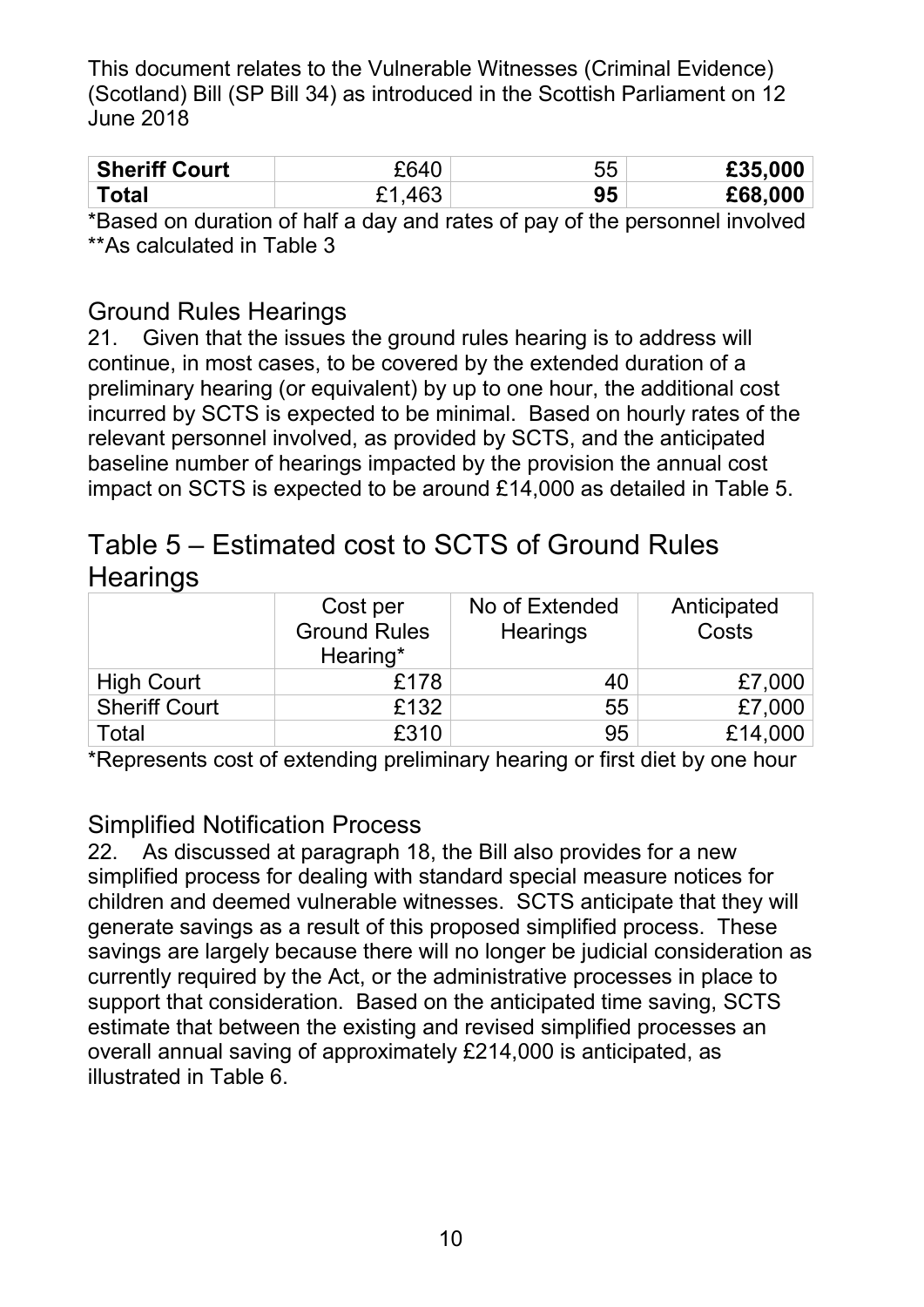This document relates to the Vulnerable Witnesses (Criminal Evidence) (Scotland) Bill (SP Bill 34) as introduced in the Scottish Parliament on 12 June 2018

| | | | |
|---|---|---|---|
| **Sheriff Court** | £640 | 55 | **£35,000** |
| **Total** | £1,463 | **95** | **£68,000** |

*Based on duration of half a day and rates of pay of the personnel involved
**As calculated in Table 3

## Ground Rules Hearings

21. Given that the issues the ground rules hearing is to address will continue, in most cases, to be covered by the extended duration of a preliminary hearing (or equivalent) by up to one hour, the additional cost incurred by SCTS is expected to be minimal. Based on hourly rates of the relevant personnel involved, as provided by SCTS, and the anticipated baseline number of hearings impacted by the provision the annual cost impact on SCTS is expected to be around £14,000 as detailed in Table 5.

# Table 5 – Estimated cost to SCTS of Ground Rules Hearings

| | Cost per Ground Rules Hearing* | No of Extended Hearings | Anticipated Costs |
|---|---|---|---|
| High Court | £178 | 40 | £7,000 |
| Sheriff Court | £132 | 55 | £7,000 |
| Total | £310 | 95 | £14,000 |

*Represents cost of extending preliminary hearing or first diet by one hour

## Simplified Notification Process

22. As discussed at paragraph 18, the Bill also provides for a new simplified process for dealing with standard special measure notices for children and deemed vulnerable witnesses. SCTS anticipate that they will generate savings as a result of this proposed simplified process. These savings are largely because there will no longer be judicial consideration as currently required by the Act, or the administrative processes in place to support that consideration. Based on the anticipated time saving, SCTS estimate that between the existing and revised simplified processes an overall annual saving of approximately £214,000 is anticipated, as illustrated in Table 6.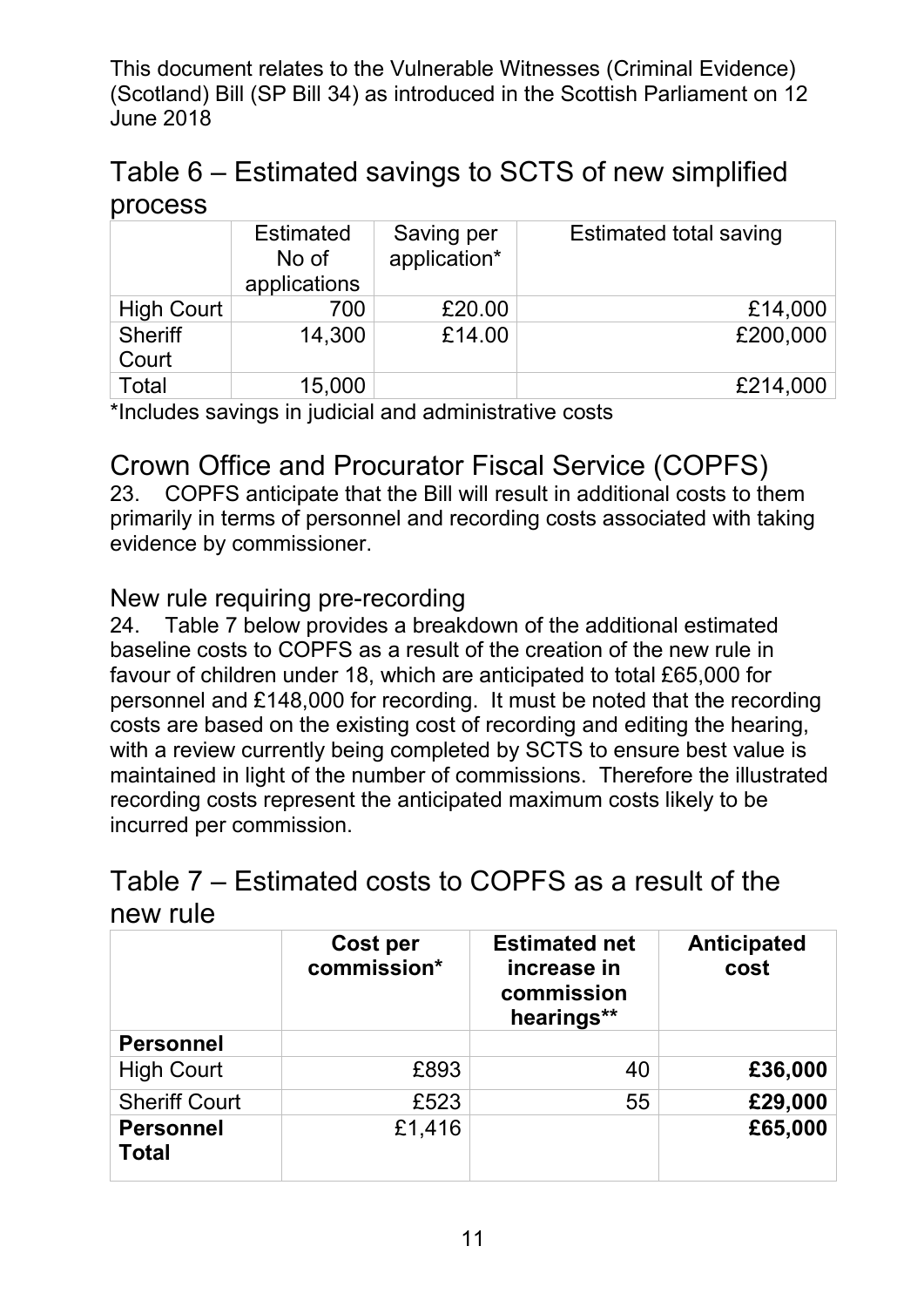This document relates to the Vulnerable Witnesses (Criminal Evidence) (Scotland) Bill (SP Bill 34) as introduced in the Scottish Parliament on 12 June 2018

## Table 6 – Estimated savings to SCTS of new simplified process

| | Estimated No of applications | Saving per application* | Estimated total saving |
|---|---|---|---|
| High Court | 700 | £20.00 | £14,000 |
| Sheriff Court | 14,300 | £14.00 | £200,000 |
| Total | 15,000 | | £214,000 |

*Includes savings in judicial and administrative costs

## Crown Office and Procurator Fiscal Service (COPFS)

23. COPFS anticipate that the Bill will result in additional costs to them primarily in terms of personnel and recording costs associated with taking evidence by commissioner.

### New rule requiring pre-recording

24. Table 7 below provides a breakdown of the additional estimated baseline costs to COPFS as a result of the creation of the new rule in favour of children under 18, which are anticipated to total £65,000 for personnel and £148,000 for recording. It must be noted that the recording costs are based on the existing cost of recording and editing the hearing, with a review currently being completed by SCTS to ensure best value is maintained in light of the number of commissions. Therefore the illustrated recording costs represent the anticipated maximum costs likely to be incurred per commission.

## Table 7 – Estimated costs to COPFS as a result of the new rule

| | **Cost per commission*** | **Estimated net increase in commission hearings**** | **Anticipated cost** |
|---|---|---|---|
| **Personnel** | | | |
| High Court | £893 | 40 | **£36,000** |
| Sheriff Court | £523 | 55 | **£29,000** |
| **Personnel Total** | £1,416 | | **£65,000** |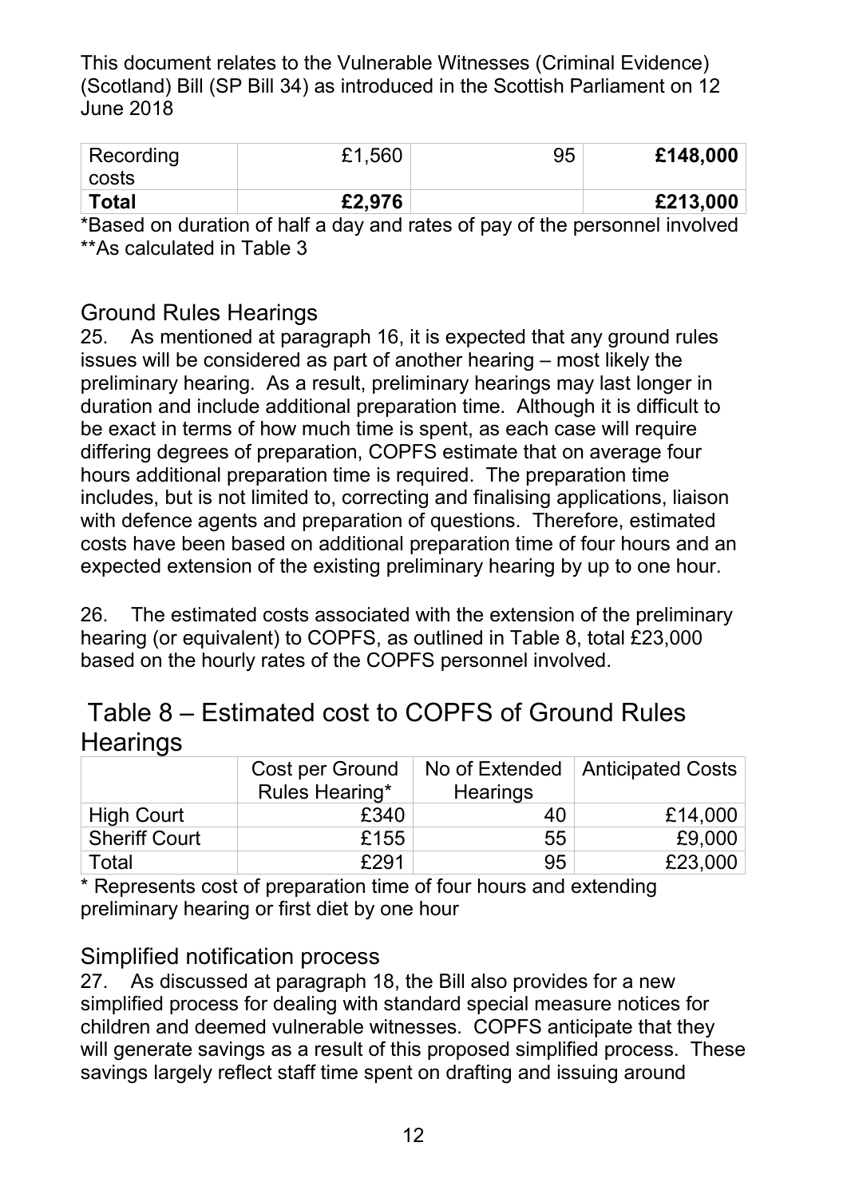This document relates to the Vulnerable Witnesses (Criminal Evidence) (Scotland) Bill (SP Bill 34) as introduced in the Scottish Parliament on 12 June 2018

| | | | |
|---|---|---|---|
| Recording costs | £1,560 | 95 | **£148,000** |
| **Total** | **£2,976** | | **£213,000** |

*Based on duration of half a day and rates of pay of the personnel involved
**As calculated in Table 3

## Ground Rules Hearings

25. As mentioned at paragraph 16, it is expected that any ground rules issues will be considered as part of another hearing – most likely the preliminary hearing. As a result, preliminary hearings may last longer in duration and include additional preparation time. Although it is difficult to be exact in terms of how much time is spent, as each case will require differing degrees of preparation, COPFS estimate that on average four hours additional preparation time is required. The preparation time includes, but is not limited to, correcting and finalising applications, liaison with defence agents and preparation of questions. Therefore, estimated costs have been based on additional preparation time of four hours and an expected extension of the existing preliminary hearing by up to one hour.

26. The estimated costs associated with the extension of the preliminary hearing (or equivalent) to COPFS, as outlined in Table 8, total £23,000 based on the hourly rates of the COPFS personnel involved.

## Table 8 – Estimated cost to COPFS of Ground Rules Hearings

| | Cost per Ground Rules Hearing* | No of Extended Hearings | Anticipated Costs |
|---|---|---|---|
| High Court | £340 | 40 | £14,000 |
| Sheriff Court | £155 | 55 | £9,000 |
| Total | £291 | 95 | £23,000 |

* Represents cost of preparation time of four hours and extending preliminary hearing or first diet by one hour

## Simplified notification process

27. As discussed at paragraph 18, the Bill also provides for a new simplified process for dealing with standard special measure notices for children and deemed vulnerable witnesses. COPFS anticipate that they will generate savings as a result of this proposed simplified process. These savings largely reflect staff time spent on drafting and issuing around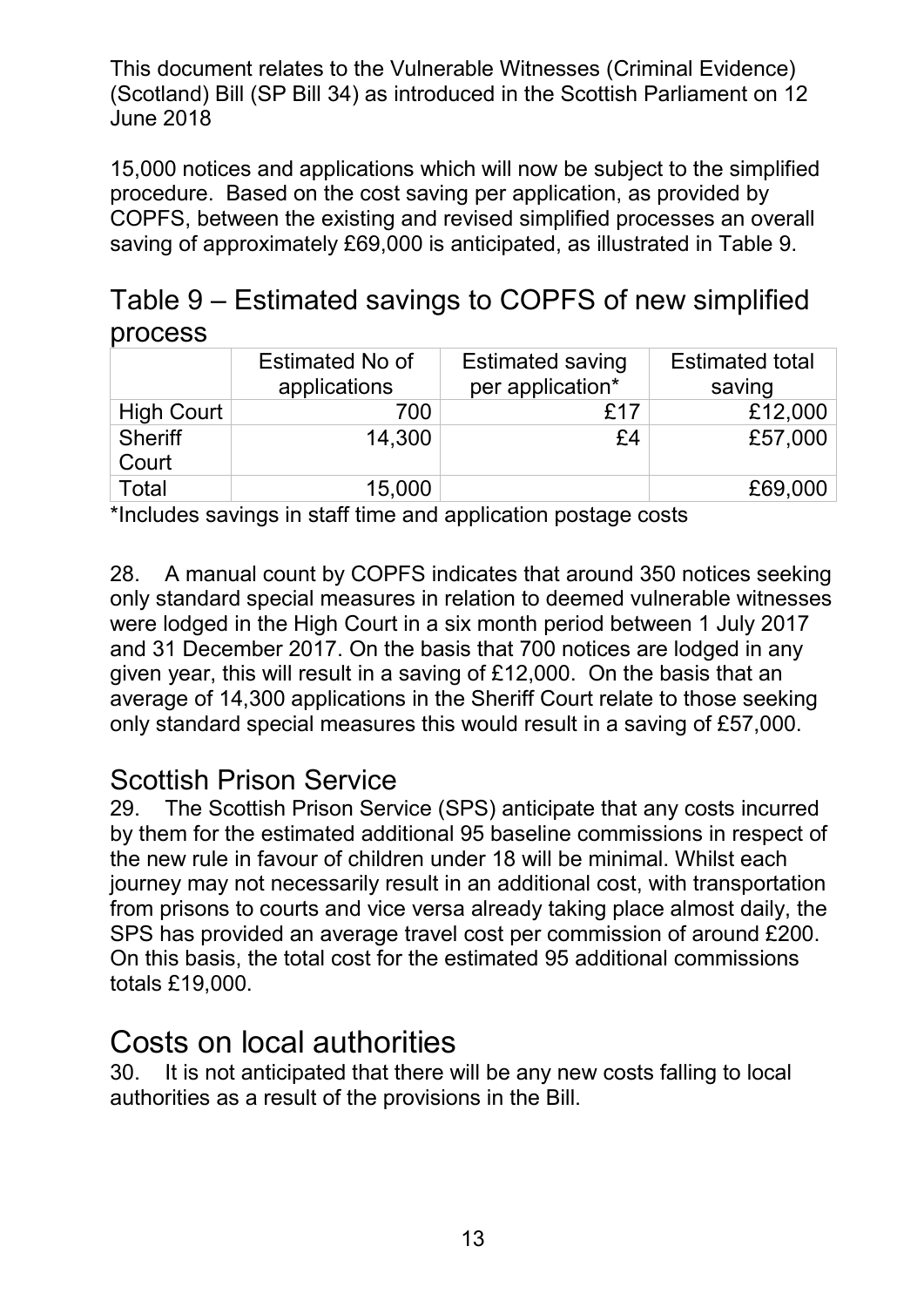15,000 notices and applications which will now be subject to the simplified procedure. Based on the cost saving per application, as provided by COPFS, between the existing and revised simplified processes an overall saving of approximately £69,000 is anticipated, as illustrated in Table 9.

## Table 9 – Estimated savings to COPFS of new simplified process

| | Estimated No of applications | Estimated saving per application* | Estimated total saving |
|---|---|---|---|
| High Court | 700 | £17 | £12,000 |
| Sheriff Court | 14,300 | £4 | £57,000 |
| Total | 15,000 | | £69,000 |

*Includes savings in staff time and application postage costs

28. A manual count by COPFS indicates that around 350 notices seeking only standard special measures in relation to deemed vulnerable witnesses were lodged in the High Court in a six month period between 1 July 2017 and 31 December 2017. On the basis that 700 notices are lodged in any given year, this will result in a saving of £12,000. On the basis that an average of 14,300 applications in the Sheriff Court relate to those seeking only standard special measures this would result in a saving of £57,000.

## Scottish Prison Service

29. The Scottish Prison Service (SPS) anticipate that any costs incurred by them for the estimated additional 95 baseline commissions in respect of the new rule in favour of children under 18 will be minimal. Whilst each journey may not necessarily result in an additional cost, with transportation from prisons to courts and vice versa already taking place almost daily, the SPS has provided an average travel cost per commission of around £200. On this basis, the total cost for the estimated 95 additional commissions totals £19,000.

# Costs on local authorities

30. It is not anticipated that there will be any new costs falling to local authorities as a result of the provisions in the Bill.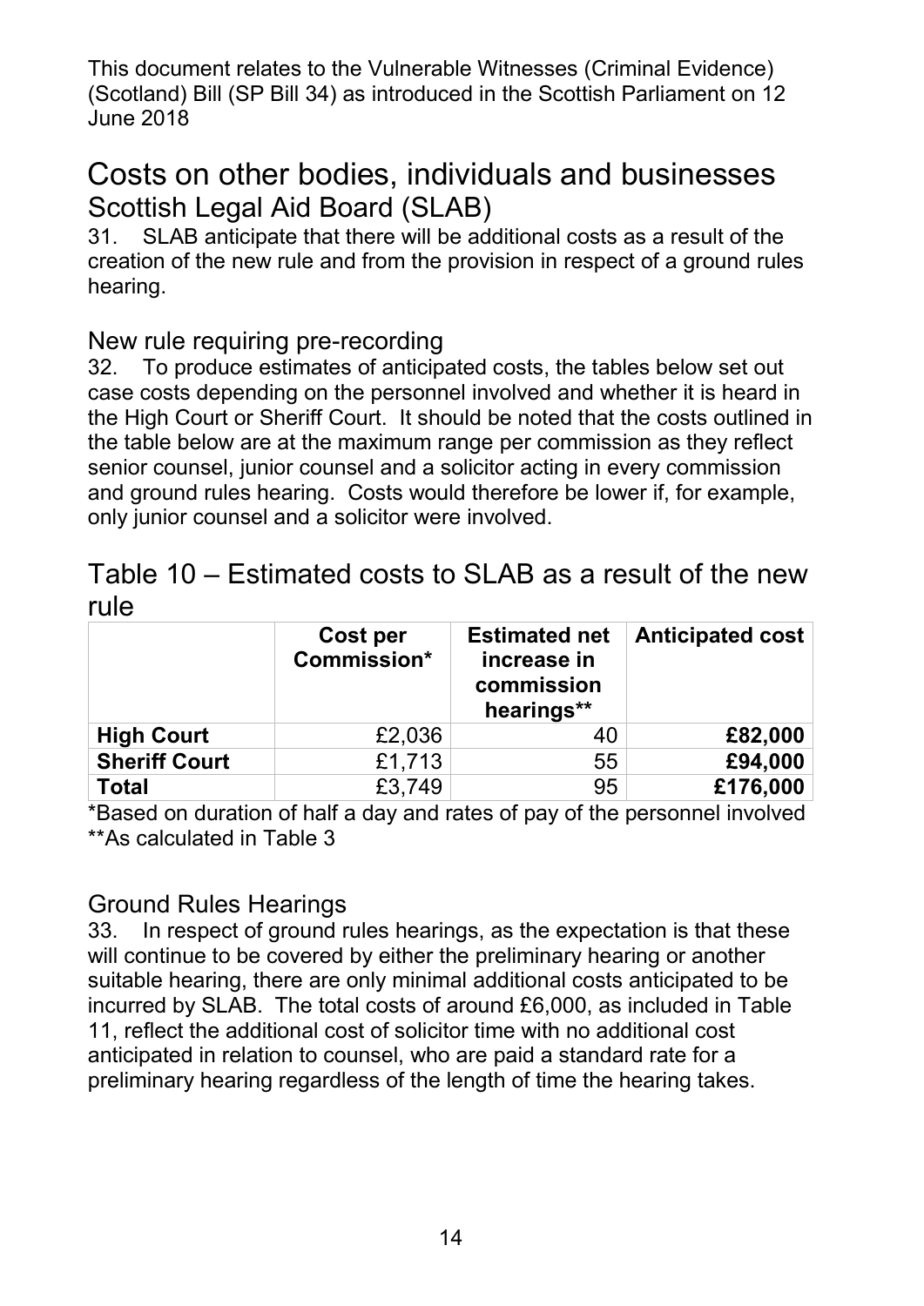This document relates to the Vulnerable Witnesses (Criminal Evidence) (Scotland) Bill (SP Bill 34) as introduced in the Scottish Parliament on 12 June 2018

## Costs on other bodies, individuals and businesses

### Scottish Legal Aid Board (SLAB)

31. SLAB anticipate that there will be additional costs as a result of the creation of the new rule and from the provision in respect of a ground rules hearing.

### New rule requiring pre-recording

32. To produce estimates of anticipated costs, the tables below set out case costs depending on the personnel involved and whether it is heard in the High Court or Sheriff Court. It should be noted that the costs outlined in the table below are at the maximum range per commission as they reflect senior counsel, junior counsel and a solicitor acting in every commission and ground rules hearing. Costs would therefore be lower if, for example, only junior counsel and a solicitor were involved.

## Table 10 – Estimated costs to SLAB as a result of the new rule

| | Cost per Commission* | Estimated net increase in commission hearings** | Anticipated cost |
|---|---|---|---|
| **High Court** | £2,036 | 40 | **£82,000** |
| **Sheriff Court** | £1,713 | 55 | **£94,000** |
| **Total** | £3,749 | 95 | **£176,000** |

*Based on duration of half a day and rates of pay of the personnel involved
**As calculated in Table 3

### Ground Rules Hearings

33. In respect of ground rules hearings, as the expectation is that these will continue to be covered by either the preliminary hearing or another suitable hearing, there are only minimal additional costs anticipated to be incurred by SLAB. The total costs of around £6,000, as included in Table 11, reflect the additional cost of solicitor time with no additional cost anticipated in relation to counsel, who are paid a standard rate for a preliminary hearing regardless of the length of time the hearing takes.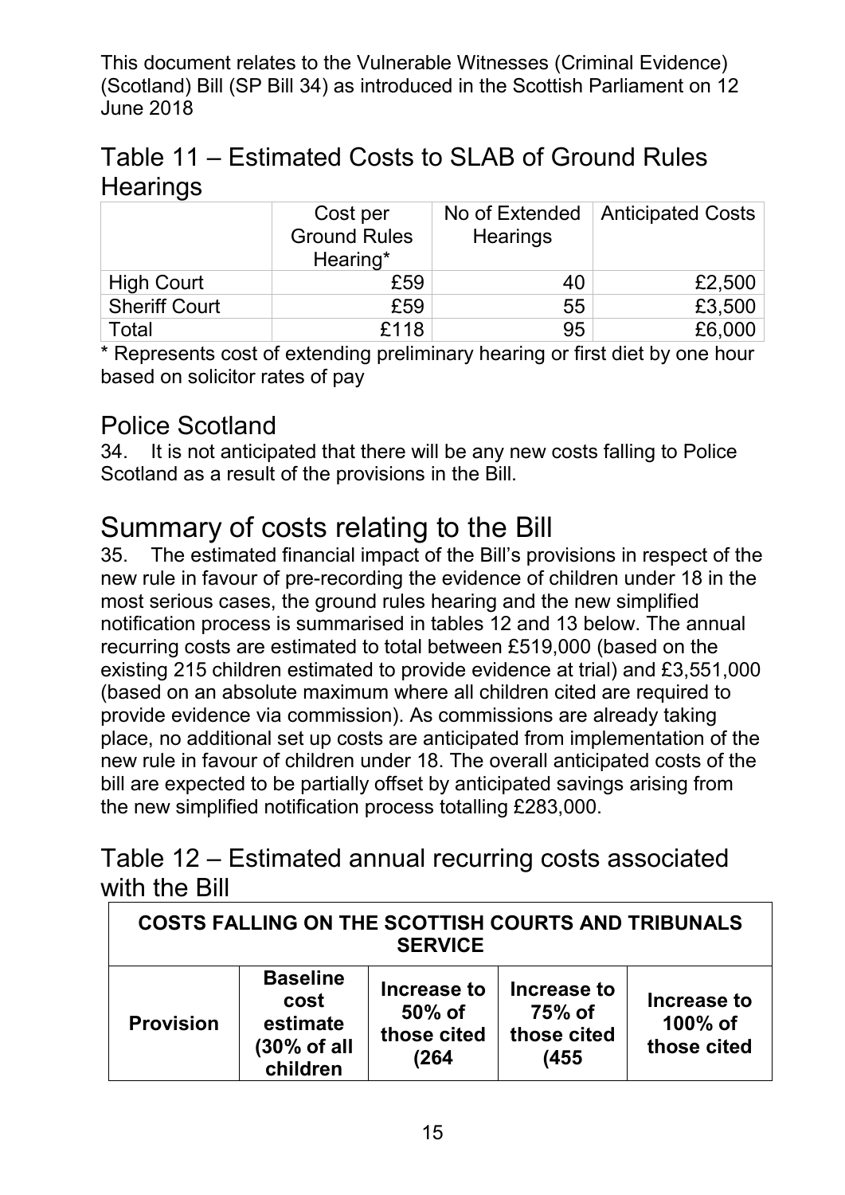This document relates to the Vulnerable Witnesses (Criminal Evidence) (Scotland) Bill (SP Bill 34) as introduced in the Scottish Parliament on 12 June 2018

## Table 11 – Estimated Costs to SLAB of Ground Rules Hearings

| | Cost per Ground Rules Hearing* | No of Extended Hearings | Anticipated Costs |
|---|---|---|---|
| High Court | £59 | 40 | £2,500 |
| Sheriff Court | £59 | 55 | £3,500 |
| Total | £118 | 95 | £6,000 |

* Represents cost of extending preliminary hearing or first diet by one hour based on solicitor rates of pay

## Police Scotland

34. It is not anticipated that there will be any new costs falling to Police Scotland as a result of the provisions in the Bill.

# Summary of costs relating to the Bill

35. The estimated financial impact of the Bill's provisions in respect of the new rule in favour of pre-recording the evidence of children under 18 in the most serious cases, the ground rules hearing and the new simplified notification process is summarised in tables 12 and 13 below. The annual recurring costs are estimated to total between £519,000 (based on the existing 215 children estimated to provide evidence at trial) and £3,551,000 (based on an absolute maximum where all children cited are required to provide evidence via commission). As commissions are already taking place, no additional set up costs are anticipated from implementation of the new rule in favour of children under 18. The overall anticipated costs of the bill are expected to be partially offset by anticipated savings arising from the new simplified notification process totalling £283,000.

## Table 12 – Estimated annual recurring costs associated with the Bill

| **COSTS FALLING ON THE SCOTTISH COURTS AND TRIBUNALS SERVICE** | | | | |
|---|---|---|---|---|
| **Provision** | **Baseline cost estimate (30% of all children** | **Increase to 50% of those cited (264** | **Increase to 75% of those cited (455** | **Increase to 100% of those cited** |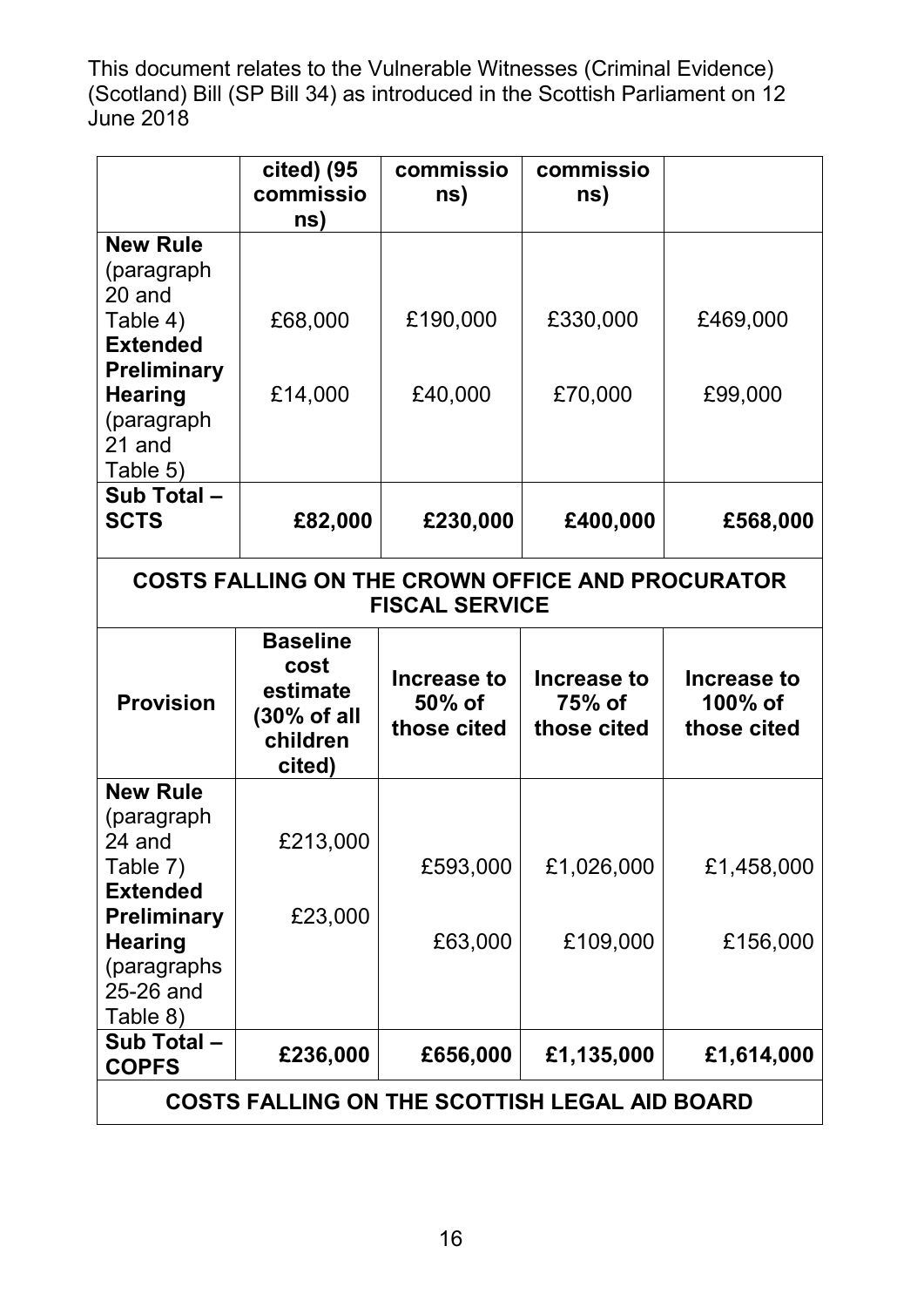This document relates to the Vulnerable Witnesses (Criminal Evidence) (Scotland) Bill (SP Bill 34) as introduced in the Scottish Parliament on 12 June 2018

| | cited) (95 commissions) | commissions) | commissions) | |
|---|---|---|---|---|
| **New Rule** (paragraph 20 and Table 4) | £68,000 | £190,000 | £330,000 | £469,000 |
| **Extended Preliminary Hearing** (paragraph 21 and Table 5) | £14,000 | £40,000 | £70,000 | £99,000 |
| **Sub Total – SCTS** | **£82,000** | **£230,000** | **£400,000** | **£568,000** |
| **COSTS FALLING ON THE CROWN OFFICE AND PROCURATOR FISCAL SERVICE** | | | | |
| **Provision** | **Baseline cost estimate (30% of all children cited)** | **Increase to 50% of those cited** | **Increase to 75% of those cited** | **Increase to 100% of those cited** |
| **New Rule** (paragraph 24 and Table 7) | £213,000 | £593,000 | £1,026,000 | £1,458,000 |
| **Extended Preliminary Hearing** (paragraphs 25-26 and Table 8) | £23,000 | £63,000 | £109,000 | £156,000 |
| **Sub Total – COPFS** | **£236,000** | **£656,000** | **£1,135,000** | **£1,614,000** |
| **COSTS FALLING ON THE SCOTTISH LEGAL AID BOARD** | | | | |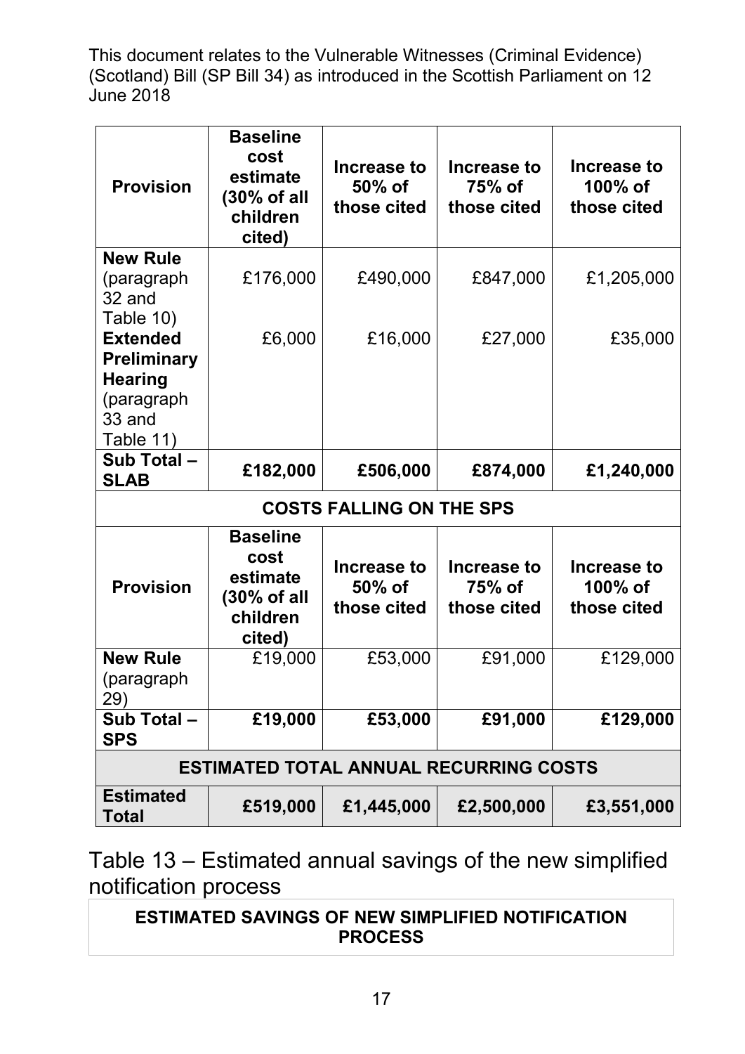| Provision | Baseline cost estimate (30% of all children cited) | Increase to 50% of those cited | Increase to 75% of those cited | Increase to 100% of those cited |
|---|---|---|---|---|
| **New Rule** (paragraph 32 and Table 10) | £176,000 | £490,000 | £847,000 | £1,205,000 |
| **Extended Preliminary Hearing** (paragraph 33 and Table 11) | £6,000 | £16,000 | £27,000 | £35,000 |
| **Sub Total – SLAB** | **£182,000** | **£506,000** | **£874,000** | **£1,240,000** |
| **COSTS FALLING ON THE SPS** | | | | |
| **Provision** | **Baseline cost estimate (30% of all children cited)** | **Increase to 50% of those cited** | **Increase to 75% of those cited** | **Increase to 100% of those cited** |
| **New Rule** (paragraph 29) | £19,000 | £53,000 | £91,000 | £129,000 |
| **Sub Total – SPS** | **£19,000** | **£53,000** | **£91,000** | **£129,000** |
| **ESTIMATED TOTAL ANNUAL RECURRING COSTS** | | | | |
| **Estimated Total** | **£519,000** | **£1,445,000** | **£2,500,000** | **£3,551,000** |

Table 13 – Estimated annual savings of the new simplified notification process

| ESTIMATED SAVINGS OF NEW SIMPLIFIED NOTIFICATION PROCESS |
|---|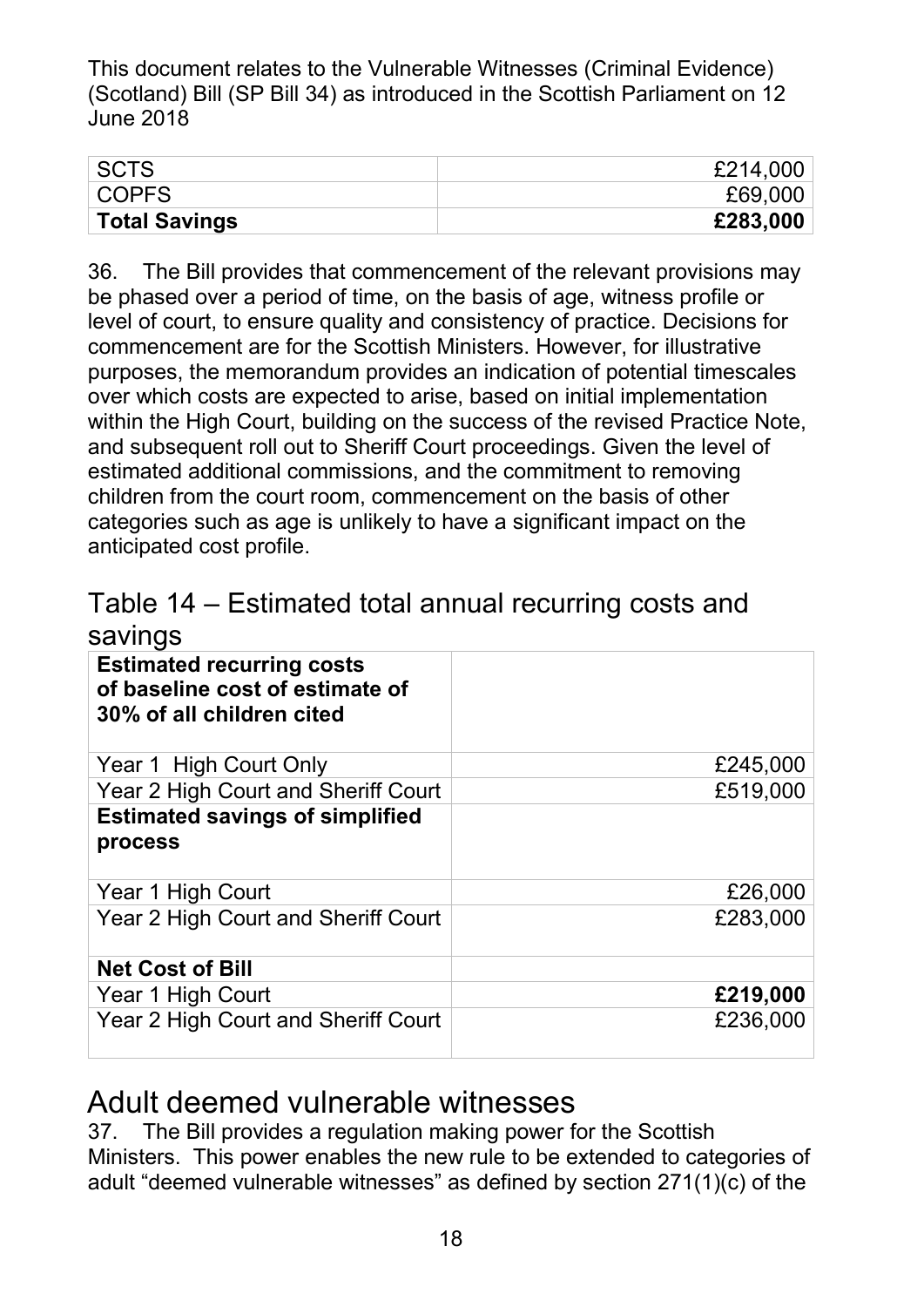This document relates to the Vulnerable Witnesses (Criminal Evidence) (Scotland) Bill (SP Bill 34) as introduced in the Scottish Parliament on 12 June 2018

| SCTS | £214,000 |
|---|---|
| COPFS | £69,000 |
| **Total Savings** | **£283,000** |

36. The Bill provides that commencement of the relevant provisions may be phased over a period of time, on the basis of age, witness profile or level of court, to ensure quality and consistency of practice. Decisions for commencement are for the Scottish Ministers. However, for illustrative purposes, the memorandum provides an indication of potential timescales over which costs are expected to arise, based on initial implementation within the High Court, building on the success of the revised Practice Note, and subsequent roll out to Sheriff Court proceedings. Given the level of estimated additional commissions, and the commitment to removing children from the court room, commencement on the basis of other categories such as age is unlikely to have a significant impact on the anticipated cost profile.

## Table 14 – Estimated total annual recurring costs and savings

| **Estimated recurring costs of baseline cost of estimate of 30% of all children cited** | |
|---|---|
| Year 1 High Court Only | £245,000 |
| Year 2 High Court and Sheriff Court | £519,000 |
| **Estimated savings of simplified process** | |
| Year 1 High Court | £26,000 |
| Year 2 High Court and Sheriff Court | £283,000 |
| **Net Cost of Bill** | |
| Year 1 High Court | **£219,000** |
| Year 2 High Court and Sheriff Court | £236,000 |

## Adult deemed vulnerable witnesses

37. The Bill provides a regulation making power for the Scottish Ministers. This power enables the new rule to be extended to categories of adult "deemed vulnerable witnesses" as defined by section 271(1)(c) of the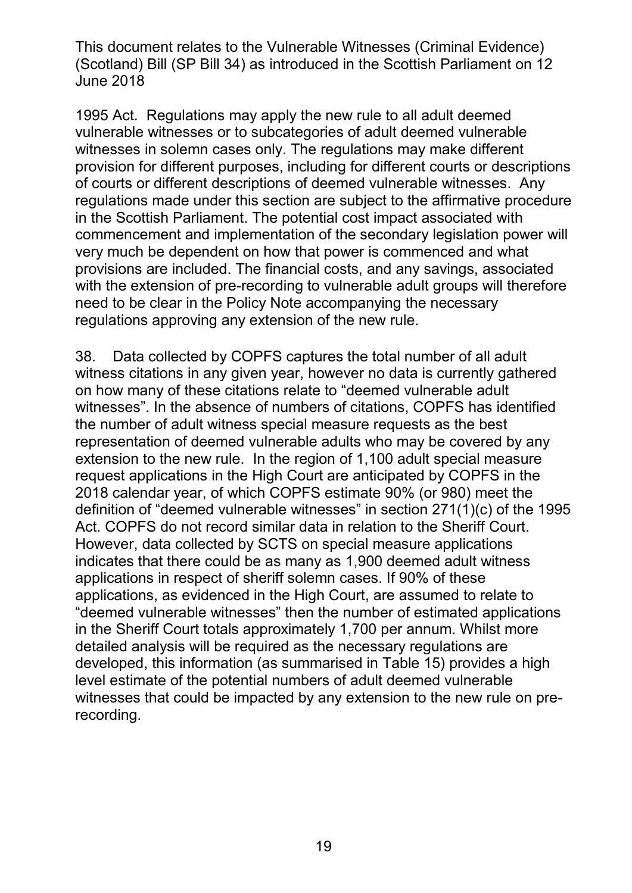1995 Act. Regulations may apply the new rule to all adult deemed vulnerable witnesses or to subcategories of adult deemed vulnerable witnesses in solemn cases only. The regulations may make different provision for different purposes, including for different courts or descriptions of courts or different descriptions of deemed vulnerable witnesses. Any regulations made under this section are subject to the affirmative procedure in the Scottish Parliament. The potential cost impact associated with commencement and implementation of the secondary legislation power will very much be dependent on how that power is commenced and what provisions are included. The financial costs, and any savings, associated with the extension of pre-recording to vulnerable adult groups will therefore need to be clear in the Policy Note accompanying the necessary regulations approving any extension of the new rule.

38. Data collected by COPFS captures the total number of all adult witness citations in any given year, however no data is currently gathered on how many of these citations relate to "deemed vulnerable adult witnesses". In the absence of numbers of citations, COPFS has identified the number of adult witness special measure requests as the best representation of deemed vulnerable adults who may be covered by any extension to the new rule. In the region of 1,100 adult special measure request applications in the High Court are anticipated by COPFS in the 2018 calendar year, of which COPFS estimate 90% (or 980) meet the definition of "deemed vulnerable witnesses" in section 271(1)(c) of the 1995 Act. COPFS do not record similar data in relation to the Sheriff Court. However, data collected by SCTS on special measure applications indicates that there could be as many as 1,900 deemed adult witness applications in respect of sheriff solemn cases. If 90% of these applications, as evidenced in the High Court, are assumed to relate to "deemed vulnerable witnesses" then the number of estimated applications in the Sheriff Court totals approximately 1,700 per annum. Whilst more detailed analysis will be required as the necessary regulations are developed, this information (as summarised in Table 15) provides a high level estimate of the potential numbers of adult deemed vulnerable witnesses that could be impacted by any extension to the new rule on pre-recording.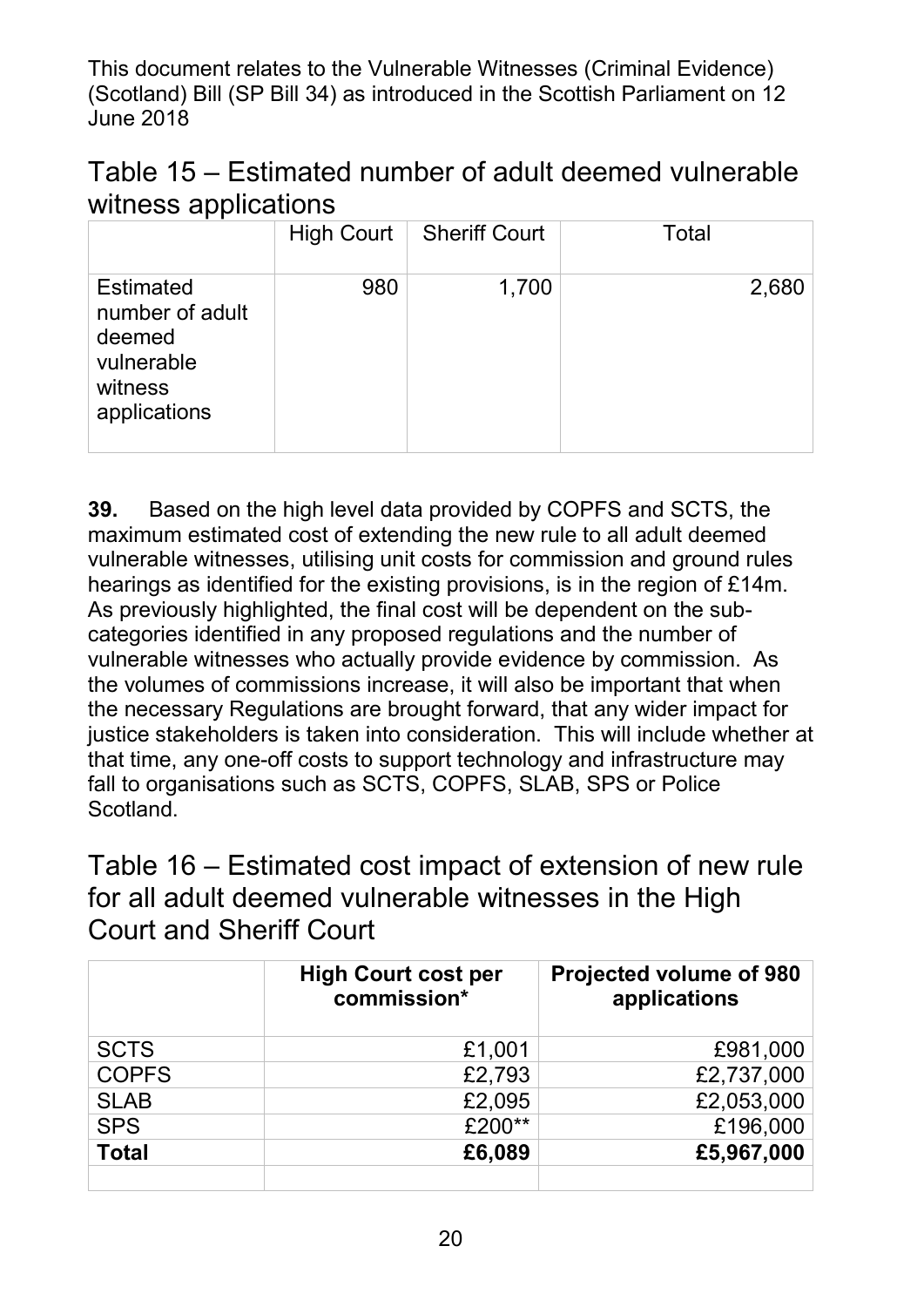This document relates to the Vulnerable Witnesses (Criminal Evidence) (Scotland) Bill (SP Bill 34) as introduced in the Scottish Parliament on 12 June 2018

## Table 15 – Estimated number of adult deemed vulnerable witness applications

| | High Court | Sheriff Court | Total |
|---|---|---|---|
| Estimated number of adult deemed vulnerable witness applications | 980 | 1,700 | 2,680 |

**39.** Based on the high level data provided by COPFS and SCTS, the maximum estimated cost of extending the new rule to all adult deemed vulnerable witnesses, utilising unit costs for commission and ground rules hearings as identified for the existing provisions, is in the region of £14m. As previously highlighted, the final cost will be dependent on the sub-categories identified in any proposed regulations and the number of vulnerable witnesses who actually provide evidence by commission. As the volumes of commissions increase, it will also be important that when the necessary Regulations are brought forward, that any wider impact for justice stakeholders is taken into consideration. This will include whether at that time, any one-off costs to support technology and infrastructure may fall to organisations such as SCTS, COPFS, SLAB, SPS or Police Scotland.

## Table 16 – Estimated cost impact of extension of new rule for all adult deemed vulnerable witnesses in the High Court and Sheriff Court

| | **High Court cost per commission*** | **Projected volume of 980 applications** |
|---|---|---|
| SCTS | £1,001 | £981,000 |
| COPFS | £2,793 | £2,737,000 |
| SLAB | £2,095 | £2,053,000 |
| SPS | £200** | £196,000 |
| **Total** | **£6,089** | **£5,967,000** |
| | | |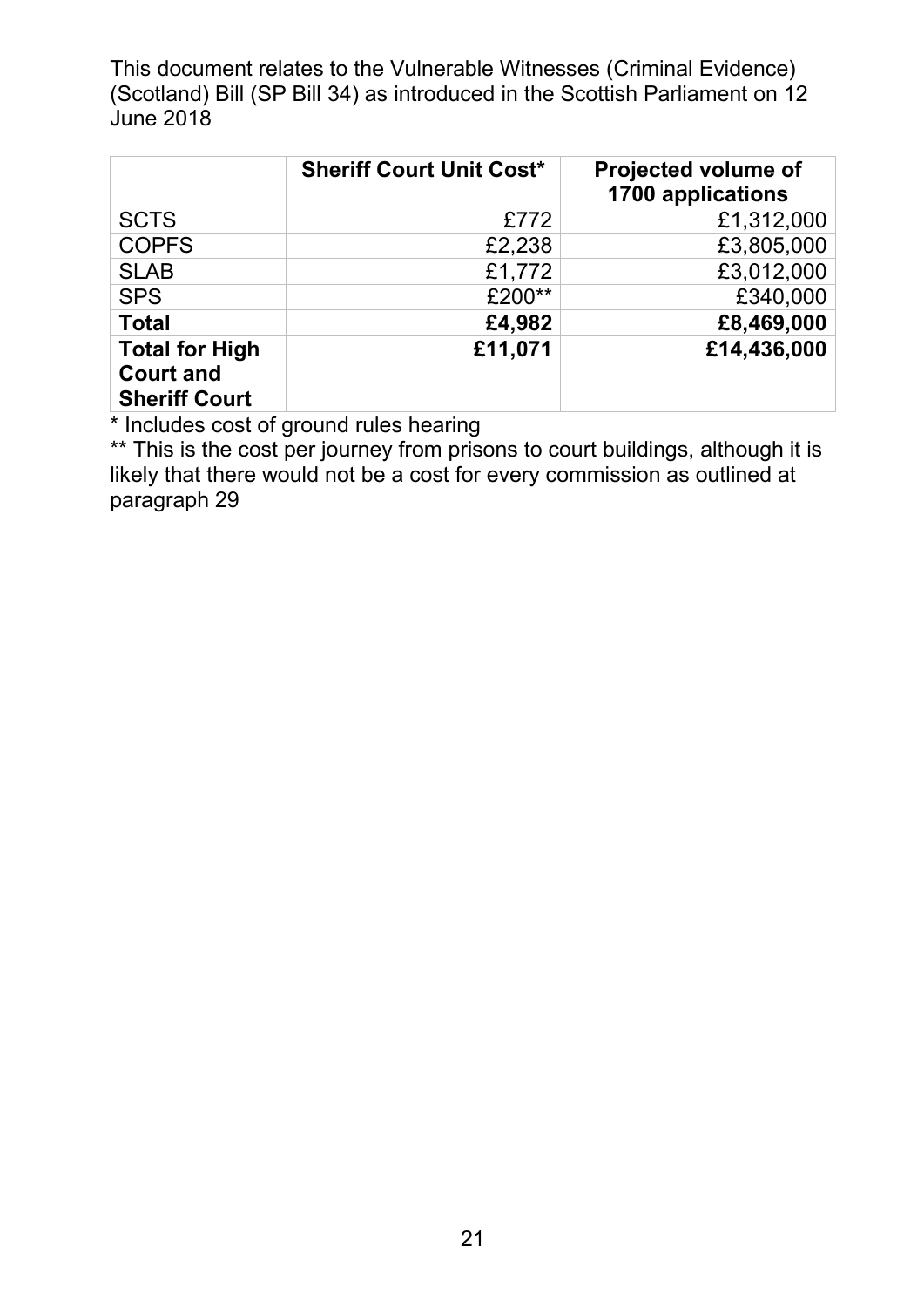This document relates to the Vulnerable Witnesses (Criminal Evidence) (Scotland) Bill (SP Bill 34) as introduced in the Scottish Parliament on 12 June 2018

| | **Sheriff Court Unit Cost*** | **Projected volume of 1700 applications** |
|---|---:|---:|
| SCTS | £772 | £1,312,000 |
| COPFS | £2,238 | £3,805,000 |
| SLAB | £1,772 | £3,012,000 |
| SPS | £200** | £340,000 |
| **Total** | **£4,982** | **£8,469,000** |
| **Total for High Court and Sheriff Court** | **£11,071** | **£14,436,000** |

* Includes cost of ground rules hearing

** This is the cost per journey from prisons to court buildings, although it is likely that there would not be a cost for every commission as outlined at paragraph 29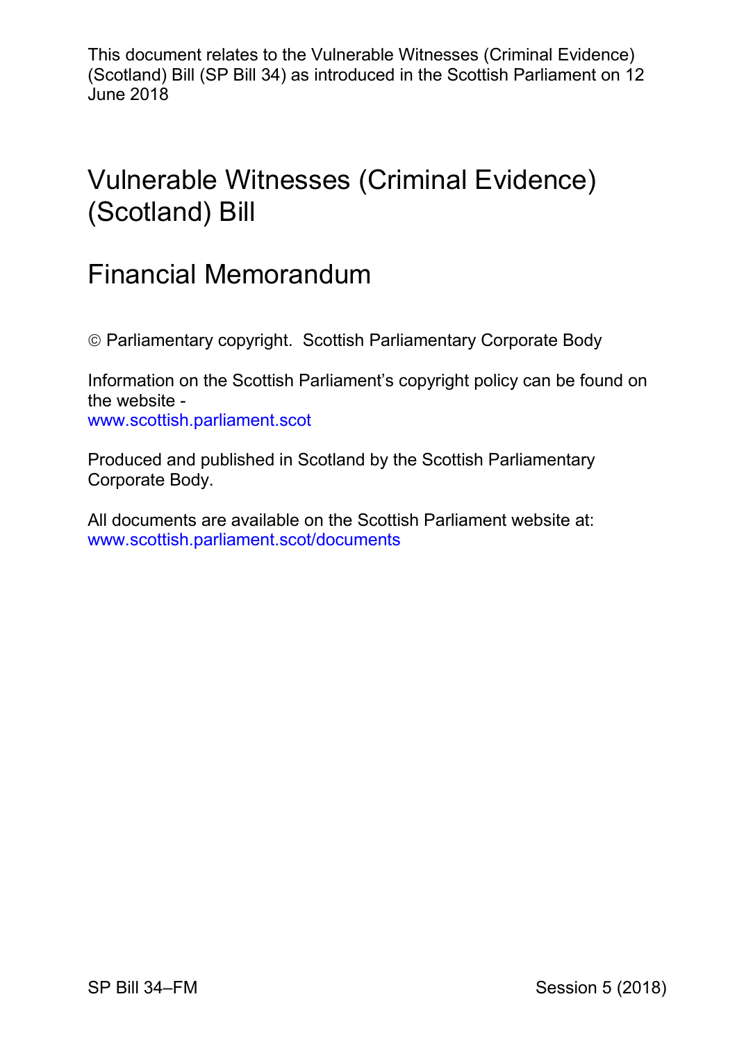This document relates to the Vulnerable Witnesses (Criminal Evidence) (Scotland) Bill (SP Bill 34) as introduced in the Scottish Parliament on 12 June 2018

# Vulnerable Witnesses (Criminal Evidence) (Scotland) Bill

## Financial Memorandum

© Parliamentary copyright. Scottish Parliamentary Corporate Body

Information on the Scottish Parliament's copyright policy can be found on the website -
www.scottish.parliament.scot

Produced and published in Scotland by the Scottish Parliamentary Corporate Body.

All documents are available on the Scottish Parliament website at:
www.scottish.parliament.scot/documents

SP Bill 34–FM

Session 5 (2018)